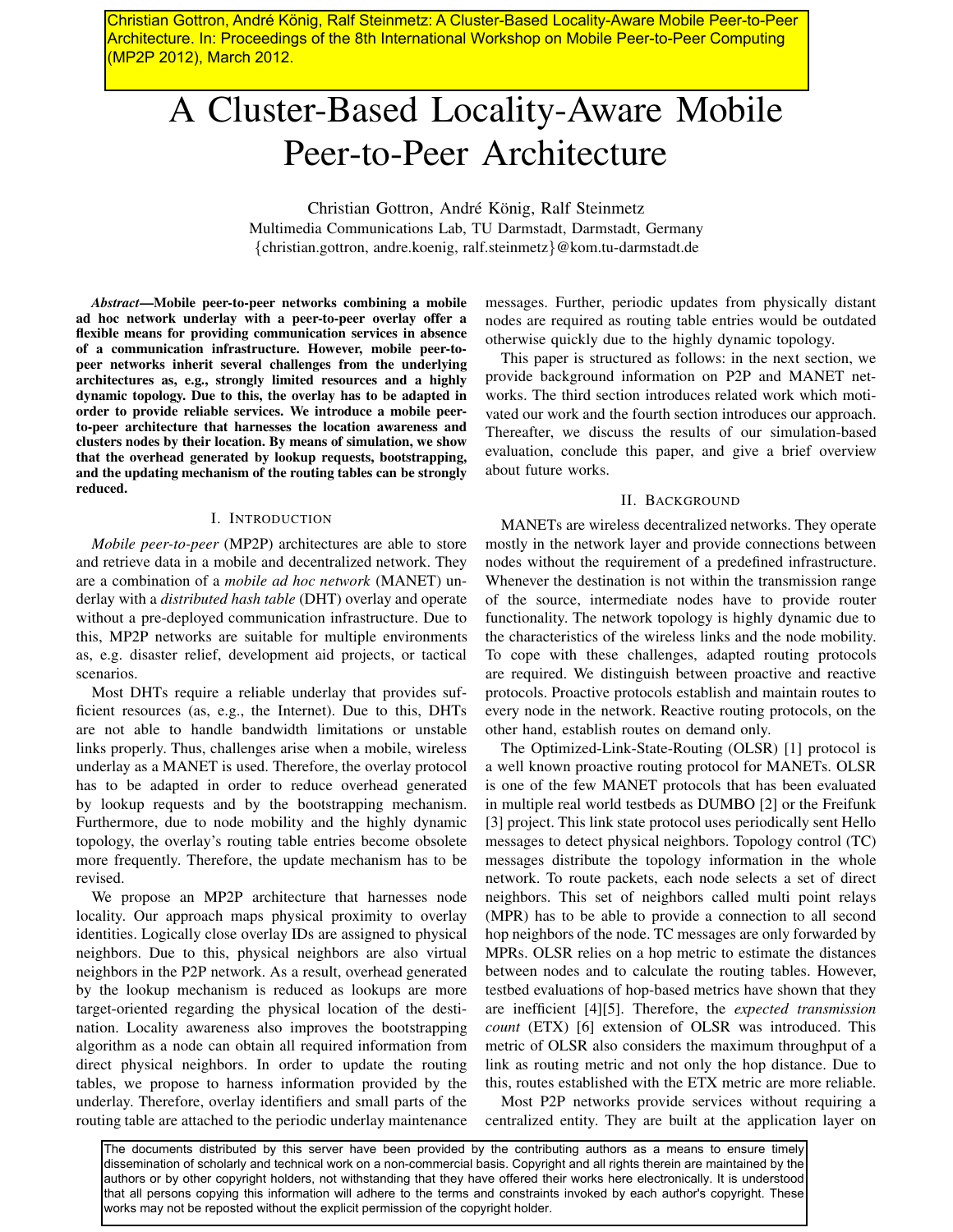Christian Gottron, André König, Ralf Steinmetz: A Cluster-Based Locality-Aware Mobile Peer-to-Peer Architecture. In: Proceedings of the 8th International Workshop on Mobile Peer-to-Peer Computing (MP2P 2012), March 2012.

# A Cluster-Based Locality-Aware Mobile Peer-to-Peer Architecture

Christian Gottron, André König, Ralf Steinmetz
Multimedia Communications Lab, TU Darmstadt, Darmstadt, Germany
{christian.gottron, andre.koenig, ralf.steinmetz}@kom.tu-darmstadt.de

***Abstract*—Mobile peer-to-peer networks combining a mobile ad hoc network underlay with a peer-to-peer overlay offer a flexible means for providing communication services in absence of a communication infrastructure. However, mobile peer-to-peer networks inherit several challenges from the underlying architectures as, e.g., strongly limited resources and a highly dynamic topology. Due to this, the overlay has to be adapted in order to provide reliable services. We introduce a mobile peer-to-peer architecture that harnesses the location awareness and clusters nodes by their location. By means of simulation, we show that the overhead generated by lookup requests, bootstrapping, and the updating mechanism of the routing tables can be strongly reduced.**

## I. Introduction

*Mobile peer-to-peer* (MP2P) architectures are able to store and retrieve data in a mobile and decentralized network. They are a combination of a *mobile ad hoc network* (MANET) underlay with a *distributed hash table* (DHT) overlay and operate without a pre-deployed communication infrastructure. Due to this, MP2P networks are suitable for multiple environments as, e.g. disaster relief, development aid projects, or tactical scenarios.

Most DHTs require a reliable underlay that provides sufficient resources (as, e.g., the Internet). Due to this, DHTs are not able to handle bandwidth limitations or unstable links properly. Thus, challenges arise when a mobile, wireless underlay as a MANET is used. Therefore, the overlay protocol has to be adapted in order to reduce overhead generated by lookup requests and by the bootstrapping mechanism. Furthermore, due to node mobility and the highly dynamic topology, the overlay's routing table entries become obsolete more frequently. Therefore, the update mechanism has to be revised.

We propose an MP2P architecture that harnesses node locality. Our approach maps physical proximity to overlay identities. Logically close overlay IDs are assigned to physical neighbors. Due to this, physical neighbors are also virtual neighbors in the P2P network. As a result, overhead generated by the lookup mechanism is reduced as lookups are more target-oriented regarding the physical location of the destination. Locality awareness also improves the bootstrapping algorithm as a node can obtain all required information from direct physical neighbors. In order to update the routing tables, we propose to harness information provided by the underlay. Therefore, overlay identifiers and small parts of the routing table are attached to the periodic underlay maintenance messages. Further, periodic updates from physically distant nodes are required as routing table entries would be outdated otherwise quickly due to the highly dynamic topology.

This paper is structured as follows: in the next section, we provide background information on P2P and MANET networks. The third section introduces related work which motivated our work and the fourth section introduces our approach. Thereafter, we discuss the results of our simulation-based evaluation, conclude this paper, and give a brief overview about future works.

## II. Background

MANETs are wireless decentralized networks. They operate mostly in the network layer and provide connections between nodes without the requirement of a predefined infrastructure. Whenever the destination is not within the transmission range of the source, intermediate nodes have to provide router functionality. The network topology is highly dynamic due to the characteristics of the wireless links and the node mobility. To cope with these challenges, adapted routing protocols are required. We distinguish between proactive and reactive protocols. Proactive protocols establish and maintain routes to every node in the network. Reactive routing protocols, on the other hand, establish routes on demand only.

The Optimized-Link-State-Routing (OLSR) [1] protocol is a well known proactive routing protocol for MANETs. OLSR is one of the few MANET protocols that has been evaluated in multiple real world testbeds as DUMBO [2] or the Freifunk [3] project. This link state protocol uses periodically sent Hello messages to detect physical neighbors. Topology control (TC) messages distribute the topology information in the whole network. To route packets, each node selects a set of direct neighbors. This set of neighbors called multi point relays (MPR) has to be able to provide a connection to all second hop neighbors of the node. TC messages are only forwarded by MPRs. OLSR relies on a hop metric to estimate the distances between nodes and to calculate the routing tables. However, testbed evaluations of hop-based metrics have shown that they are inefficient [4][5]. Therefore, the *expected transmission count* (ETX) [6] extension of OLSR was introduced. This metric of OLSR also considers the maximum throughput of a link as routing metric and not only the hop distance. Due to this, routes established with the ETX metric are more reliable.

Most P2P networks provide services without requiring a centralized entity. They are built at the application layer on

The documents distributed by this server have been provided by the contributing authors as a means to ensure timely dissemination of scholarly and technical work on a non-commercial basis. Copyright and all rights therein are maintained by the authors or by other copyright holders, not withstanding that they have offered their works here electronically. It is understood that all persons copying this information will adhere to the terms and constraints invoked by each author's copyright. These works may not be reposted without the explicit permission of the copyright holder.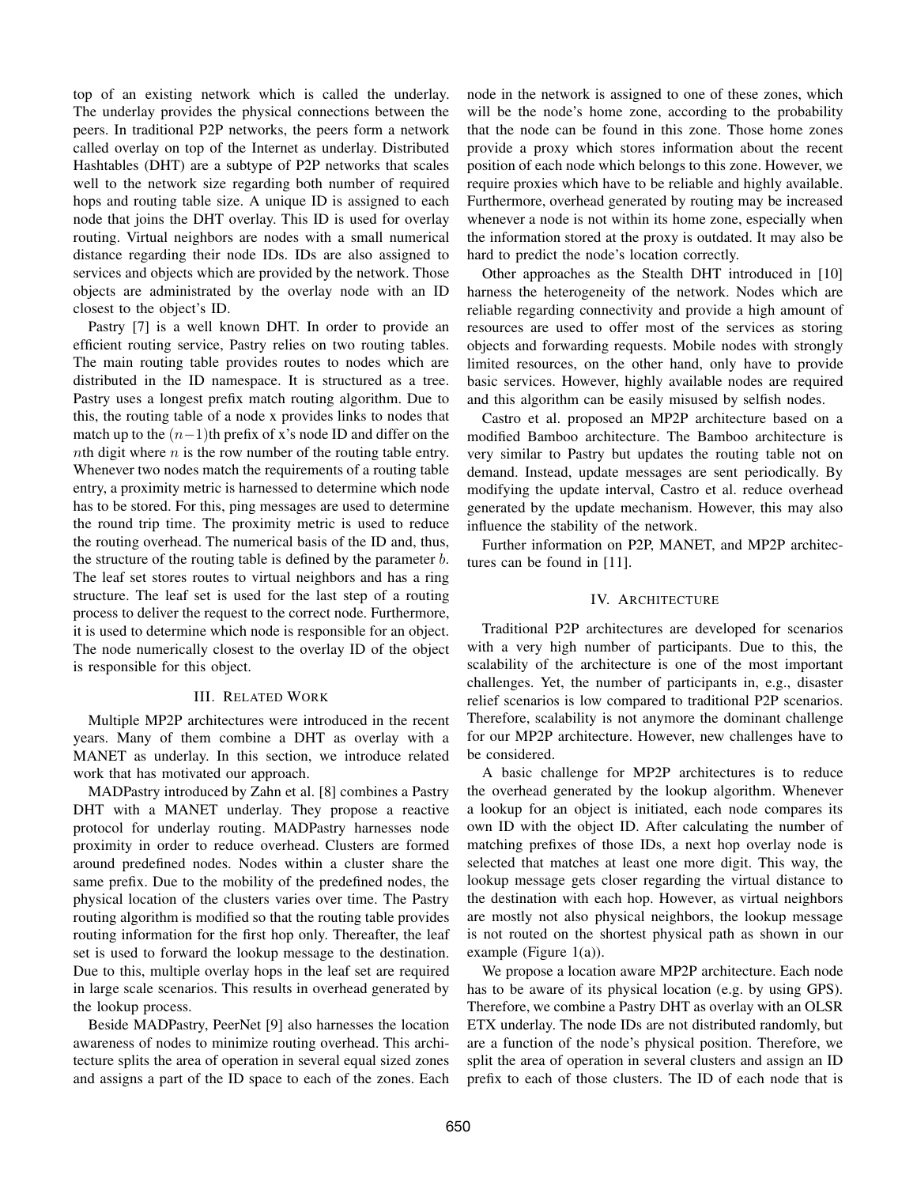top of an existing network which is called the underlay. The underlay provides the physical connections between the peers. In traditional P2P networks, the peers form a network called overlay on top of the Internet as underlay. Distributed Hashtables (DHT) are a subtype of P2P networks that scales well to the network size regarding both number of required hops and routing table size. A unique ID is assigned to each node that joins the DHT overlay. This ID is used for overlay routing. Virtual neighbors are nodes with a small numerical distance regarding their node IDs. IDs are also assigned to services and objects which are provided by the network. Those objects are administrated by the overlay node with an ID closest to the object's ID.

Pastry [7] is a well known DHT. In order to provide an efficient routing service, Pastry relies on two routing tables. The main routing table provides routes to nodes which are distributed in the ID namespace. It is structured as a tree. Pastry uses a longest prefix match routing algorithm. Due to this, the routing table of a node x provides links to nodes that match up to the $(n-1)$th prefix of x's node ID and differ on the $n$th digit where $n$ is the row number of the routing table entry. Whenever two nodes match the requirements of a routing table entry, a proximity metric is harnessed to determine which node has to be stored. For this, ping messages are used to determine the round trip time. The proximity metric is used to reduce the routing overhead. The numerical basis of the ID and, thus, the structure of the routing table is defined by the parameter $b$. The leaf set stores routes to virtual neighbors and has a ring structure. The leaf set is used for the last step of a routing process to deliver the request to the correct node. Furthermore, it is used to determine which node is responsible for an object. The node numerically closest to the overlay ID of the object is responsible for this object.

## III. Related Work

Multiple MP2P architectures were introduced in the recent years. Many of them combine a DHT as overlay with a MANET as underlay. In this section, we introduce related work that has motivated our approach.

MADPastry introduced by Zahn et al. [8] combines a Pastry DHT with a MANET underlay. They propose a reactive protocol for underlay routing. MADPastry harnesses node proximity in order to reduce overhead. Clusters are formed around predefined nodes. Nodes within a cluster share the same prefix. Due to the mobility of the predefined nodes, the physical location of the clusters varies over time. The Pastry routing algorithm is modified so that the routing table provides routing information for the first hop only. Thereafter, the leaf set is used to forward the lookup message to the destination. Due to this, multiple overlay hops in the leaf set are required in large scale scenarios. This results in overhead generated by the lookup process.

Beside MADPastry, PeerNet [9] also harnesses the location awareness of nodes to minimize routing overhead. This architecture splits the area of operation in several equal sized zones and assigns a part of the ID space to each of the zones. Each node in the network is assigned to one of these zones, which will be the node's home zone, according to the probability that the node can be found in this zone. Those home zones provide a proxy which stores information about the recent position of each node which belongs to this zone. However, we require proxies which have to be reliable and highly available. Furthermore, overhead generated by routing may be increased whenever a node is not within its home zone, especially when the information stored at the proxy is outdated. It may also be hard to predict the node's location correctly.

Other approaches as the Stealth DHT introduced in [10] harness the heterogeneity of the network. Nodes which are reliable regarding connectivity and provide a high amount of resources are used to offer most of the services as storing objects and forwarding requests. Mobile nodes with strongly limited resources, on the other hand, only have to provide basic services. However, highly available nodes are required and this algorithm can be easily misused by selfish nodes.

Castro et al. proposed an MP2P architecture based on a modified Bamboo architecture. The Bamboo architecture is very similar to Pastry but updates the routing table not on demand. Instead, update messages are sent periodically. By modifying the update interval, Castro et al. reduce overhead generated by the update mechanism. However, this may also influence the stability of the network.

Further information on P2P, MANET, and MP2P architectures can be found in [11].

## IV. Architecture

Traditional P2P architectures are developed for scenarios with a very high number of participants. Due to this, the scalability of the architecture is one of the most important challenges. Yet, the number of participants in, e.g., disaster relief scenarios is low compared to traditional P2P scenarios. Therefore, scalability is not anymore the dominant challenge for our MP2P architecture. However, new challenges have to be considered.

A basic challenge for MP2P architectures is to reduce the overhead generated by the lookup algorithm. Whenever a lookup for an object is initiated, each node compares its own ID with the object ID. After calculating the number of matching prefixes of those IDs, a next hop overlay node is selected that matches at least one more digit. This way, the lookup message gets closer regarding the virtual distance to the destination with each hop. However, as virtual neighbors are mostly not also physical neighbors, the lookup message is not routed on the shortest physical path as shown in our example (Figure 1(a)).

We propose a location aware MP2P architecture. Each node has to be aware of its physical location (e.g. by using GPS). Therefore, we combine a Pastry DHT as overlay with an OLSR ETX underlay. The node IDs are not distributed randomly, but are a function of the node's physical position. Therefore, we split the area of operation in several clusters and assign an ID prefix to each of those clusters. The ID of each node that is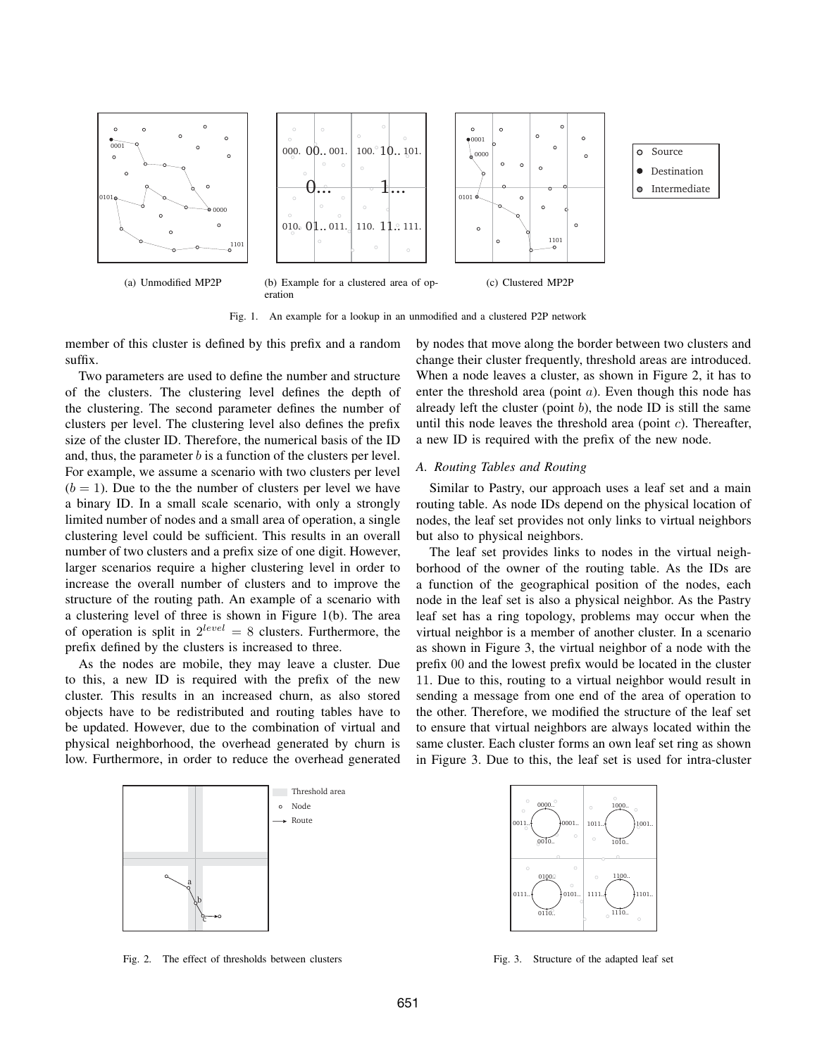(a) Unmodified MP2P

(b) Example for a clustered area of operation

(c) Clustered MP2P

Fig. 1. An example for a lookup in an unmodified and a clustered P2P network

member of this cluster is defined by this prefix and a random suffix.

Two parameters are used to define the number and structure of the clusters. The clustering level defines the depth of the clustering. The second parameter defines the number of clusters per level. The clustering level also defines the prefix size of the cluster ID. Therefore, the numerical basis of the ID and, thus, the parameter $b$ is a function of the clusters per level. For example, we assume a scenario with two clusters per level ($b = 1$). Due to the the number of clusters per level we have a binary ID. In a small scale scenario, with only a strongly limited number of nodes and a small area of operation, a single clustering level could be sufficient. This results in an overall number of two clusters and a prefix size of one digit. However, larger scenarios require a higher clustering level in order to increase the overall number of clusters and to improve the structure of the routing path. An example of a scenario with a clustering level of three is shown in Figure 1(b). The area of operation is split in $2^{level} = 8$ clusters. Furthermore, the prefix defined by the clusters is increased to three.

As the nodes are mobile, they may leave a cluster. Due to this, a new ID is required with the prefix of the new cluster. This results in an increased churn, as also stored objects have to be redistributed and routing tables have to be updated. However, due to the combination of virtual and physical neighborhood, the overhead generated by churn is low. Furthermore, in order to reduce the overhead generated by nodes that move along the border between two clusters and change their cluster frequently, threshold areas are introduced. When a node leaves a cluster, as shown in Figure 2, it has to enter the threshold area (point $a$). Even though this node has already left the cluster (point $b$), the node ID is still the same until this node leaves the threshold area (point $c$). Thereafter, a new ID is required with the prefix of the new node.

### A. Routing Tables and Routing

Similar to Pastry, our approach uses a leaf set and a main routing table. As node IDs depend on the physical location of nodes, the leaf set provides not only links to virtual neighbors but also to physical neighbors.

The leaf set provides links to nodes in the virtual neighborhood of the owner of the routing table. As the IDs are a function of the geographical position of the nodes, each node in the leaf set is also a physical neighbor. As the Pastry leaf set has a ring topology, problems may occur when the virtual neighbor is a member of another cluster. In a scenario as shown in Figure 3, the virtual neighbor of a node with the prefix 00 and the lowest prefix would be located in the cluster 11. Due to this, routing to a virtual neighbor would result in sending a message from one end of the area of operation to the other. Therefore, we modified the structure of the leaf set to ensure that virtual neighbors are always located within the same cluster. Each cluster forms an own leaf set ring as shown in Figure 3. Due to this, the leaf set is used for intra-cluster

Fig. 2. The effect of thresholds between clusters

Fig. 3. Structure of the adapted leaf set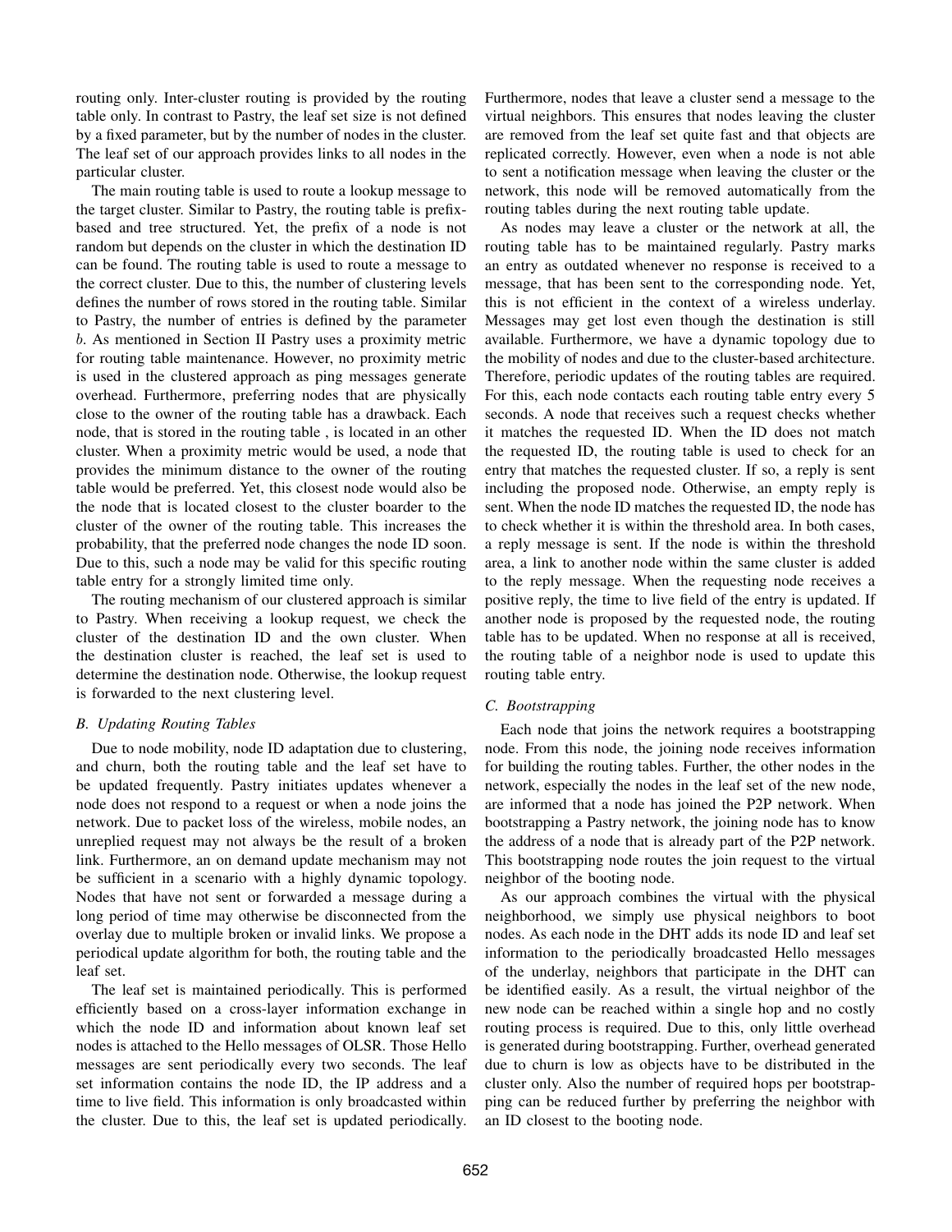routing only. Inter-cluster routing is provided by the routing table only. In contrast to Pastry, the leaf set size is not defined by a fixed parameter, but by the number of nodes in the cluster. The leaf set of our approach provides links to all nodes in the particular cluster.

The main routing table is used to route a lookup message to the target cluster. Similar to Pastry, the routing table is prefix-based and tree structured. Yet, the prefix of a node is not random but depends on the cluster in which the destination ID can be found. The routing table is used to route a message to the correct cluster. Due to this, the number of clustering levels defines the number of rows stored in the routing table. Similar to Pastry, the number of entries is defined by the parameter $b$. As mentioned in Section II Pastry uses a proximity metric for routing table maintenance. However, no proximity metric is used in the clustered approach as ping messages generate overhead. Furthermore, preferring nodes that are physically close to the owner of the routing table has a drawback. Each node, that is stored in the routing table , is located in an other cluster. When a proximity metric would be used, a node that provides the minimum distance to the owner of the routing table would be preferred. Yet, this closest node would also be the node that is located closest to the cluster boarder to the cluster of the owner of the routing table. This increases the probability, that the preferred node changes the node ID soon. Due to this, such a node may be valid for this specific routing table entry for a strongly limited time only.

The routing mechanism of our clustered approach is similar to Pastry. When receiving a lookup request, we check the cluster of the destination ID and the own cluster. When the destination cluster is reached, the leaf set is used to determine the destination node. Otherwise, the lookup request is forwarded to the next clustering level.

### B. Updating Routing Tables

Due to node mobility, node ID adaptation due to clustering, and churn, both the routing table and the leaf set have to be updated frequently. Pastry initiates updates whenever a node does not respond to a request or when a node joins the network. Due to packet loss of the wireless, mobile nodes, an unreplied request may not always be the result of a broken link. Furthermore, an on demand update mechanism may not be sufficient in a scenario with a highly dynamic topology. Nodes that have not sent or forwarded a message during a long period of time may otherwise be disconnected from the overlay due to multiple broken or invalid links. We propose a periodical update algorithm for both, the routing table and the leaf set.

The leaf set is maintained periodically. This is performed efficiently based on a cross-layer information exchange in which the node ID and information about known leaf set nodes is attached to the Hello messages of OLSR. Those Hello messages are sent periodically every two seconds. The leaf set information contains the node ID, the IP address and a time to live field. This information is only broadcasted within the cluster. Due to this, the leaf set is updated periodically. Furthermore, nodes that leave a cluster send a message to the virtual neighbors. This ensures that nodes leaving the cluster are removed from the leaf set quite fast and that objects are replicated correctly. However, even when a node is not able to sent a notification message when leaving the cluster or the network, this node will be removed automatically from the routing tables during the next routing table update.

As nodes may leave a cluster or the network at all, the routing table has to be maintained regularly. Pastry marks an entry as outdated whenever no response is received to a message, that has been sent to the corresponding node. Yet, this is not efficient in the context of a wireless underlay. Messages may get lost even though the destination is still available. Furthermore, we have a dynamic topology due to the mobility of nodes and due to the cluster-based architecture. Therefore, periodic updates of the routing tables are required. For this, each node contacts each routing table entry every 5 seconds. A node that receives such a request checks whether it matches the requested ID. When the ID does not match the requested ID, the routing table is used to check for an entry that matches the requested cluster. If so, a reply is sent including the proposed node. Otherwise, an empty reply is sent. When the node ID matches the requested ID, the node has to check whether it is within the threshold area. In both cases, a reply message is sent. If the node is within the threshold area, a link to another node within the same cluster is added to the reply message. When the requesting node receives a positive reply, the time to live field of the entry is updated. If another node is proposed by the requested node, the routing table has to be updated. When no response at all is received, the routing table of a neighbor node is used to update this routing table entry.

### C. Bootstrapping

Each node that joins the network requires a bootstrapping node. From this node, the joining node receives information for building the routing tables. Further, the other nodes in the network, especially the nodes in the leaf set of the new node, are informed that a node has joined the P2P network. When bootstrapping a Pastry network, the joining node has to know the address of a node that is already part of the P2P network. This bootstrapping node routes the join request to the virtual neighbor of the booting node.

As our approach combines the virtual with the physical neighborhood, we simply use physical neighbors to boot nodes. As each node in the DHT adds its node ID and leaf set information to the periodically broadcasted Hello messages of the underlay, neighbors that participate in the DHT can be identified easily. As a result, the virtual neighbor of the new node can be reached within a single hop and no costly routing process is required. Due to this, only little overhead is generated during bootstrapping. Further, overhead generated due to churn is low as objects have to be distributed in the cluster only. Also the number of required hops per bootstrapping can be reduced further by preferring the neighbor with an ID closest to the booting node.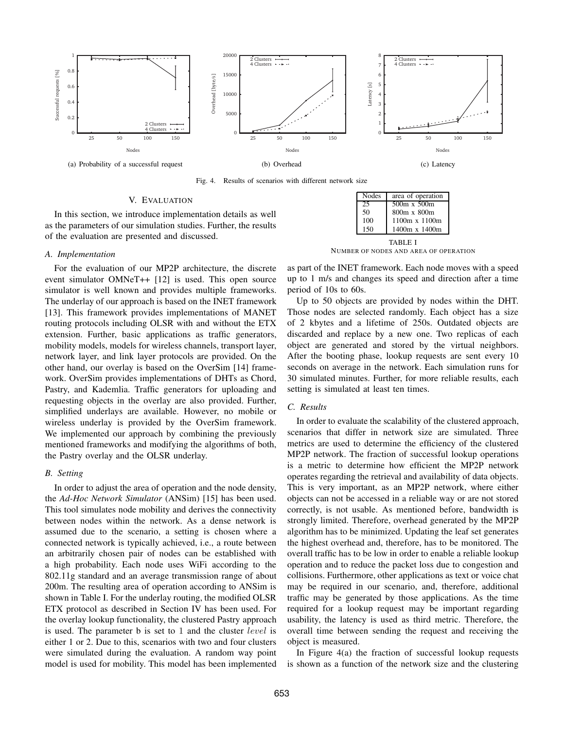(a) Probability of a successful request

(b) Overhead

(c) Latency

Fig. 4. Results of scenarios with different network size

## V. Evaluation

In this section, we introduce implementation details as well as the parameters of our simulation studies. Further, the results of the evaluation are presented and discussed.

### A. Implementation

For the evaluation of our MP2P architecture, the discrete event simulator OMNeT++ [12] is used. This open source simulator is well known and provides multiple frameworks. The underlay of our approach is based on the INET framework [13]. This framework provides implementations of MANET routing protocols including OLSR with and without the ETX extension. Further, basic applications as traffic generators, mobility models, models for wireless channels, transport layer, network layer, and link layer protocols are provided. On the other hand, our overlay is based on the OverSim [14] framework. OverSim provides implementations of DHTs as Chord, Pastry, and Kademlia. Traffic generators for uploading and requesting objects in the overlay are also provided. Further, simplified underlays are available. However, no mobile or wireless underlay is provided by the OverSim framework. We implemented our approach by combining the previously mentioned frameworks and modifying the algorithms of both, the Pastry overlay and the OLSR underlay.

### B. Setting

In order to adjust the area of operation and the node density, the *Ad-Hoc Network Simulator* (ANSim) [15] has been used. This tool simulates node mobility and derives the connectivity between nodes within the network. As a dense network is assumed due to the scenario, a setting is chosen where a connected network is typically achieved, i.e., a route between an arbitrarily chosen pair of nodes can be established with a high probability. Each node uses WiFi according to the 802.11g standard and an average transmission range of about 200m. The resulting area of operation according to ANSim is shown in Table I. For the underlay routing, the modified OLSR ETX protocol as described in Section IV has been used. For the overlay lookup functionality, the clustered Pastry approach is used. The parameter b is set to 1 and the cluster $level$ is either 1 or 2. Due to this, scenarios with two and four clusters were simulated during the evaluation. A random way point model is used for mobility. This model has been implemented as part of the INET framework. Each node moves with a speed up to 1 m/s and changes its speed and direction after a time period of 10s to 60s.

| Nodes | area of operation |
|---|---|
| 25 | 500m x 500m |
| 50 | 800m x 800m |
| 100 | 1100m x 1100m |
| 150 | 1400m x 1400m |

TABLE I
Number of nodes and area of operation

Up to 50 objects are provided by nodes within the DHT. Those nodes are selected randomly. Each object has a size of 2 kbytes and a lifetime of 250s. Outdated objects are discarded and replace by a new one. Two replicas of each object are generated and stored by the virtual neighbors. After the booting phase, lookup requests are sent every 10 seconds on average in the network. Each simulation runs for 30 simulated minutes. Further, for more reliable results, each setting is simulated at least ten times.

### C. Results

In order to evaluate the scalability of the clustered approach, scenarios that differ in network size are simulated. Three metrics are used to determine the efficiency of the clustered MP2P network. The fraction of successful lookup operations is a metric to determine how efficient the MP2P network operates regarding the retrieval and availability of data objects. This is very important, as an MP2P network, where either objects can not be accessed in a reliable way or are not stored correctly, is not usable. As mentioned before, bandwidth is strongly limited. Therefore, overhead generated by the MP2P algorithm has to be minimized. Updating the leaf set generates the highest overhead and, therefore, has to be monitored. The overall traffic has to be low in order to enable a reliable lookup operation and to reduce the packet loss due to congestion and collisions. Furthermore, other applications as text or voice chat may be required in our scenario, and, therefore, additional traffic may be generated by those applications. As the time required for a lookup request may be important regarding usability, the latency is used as third metric. Therefore, the overall time between sending the request and receiving the object is measured.

In Figure 4(a) the fraction of successful lookup requests is shown as a function of the network size and the clustering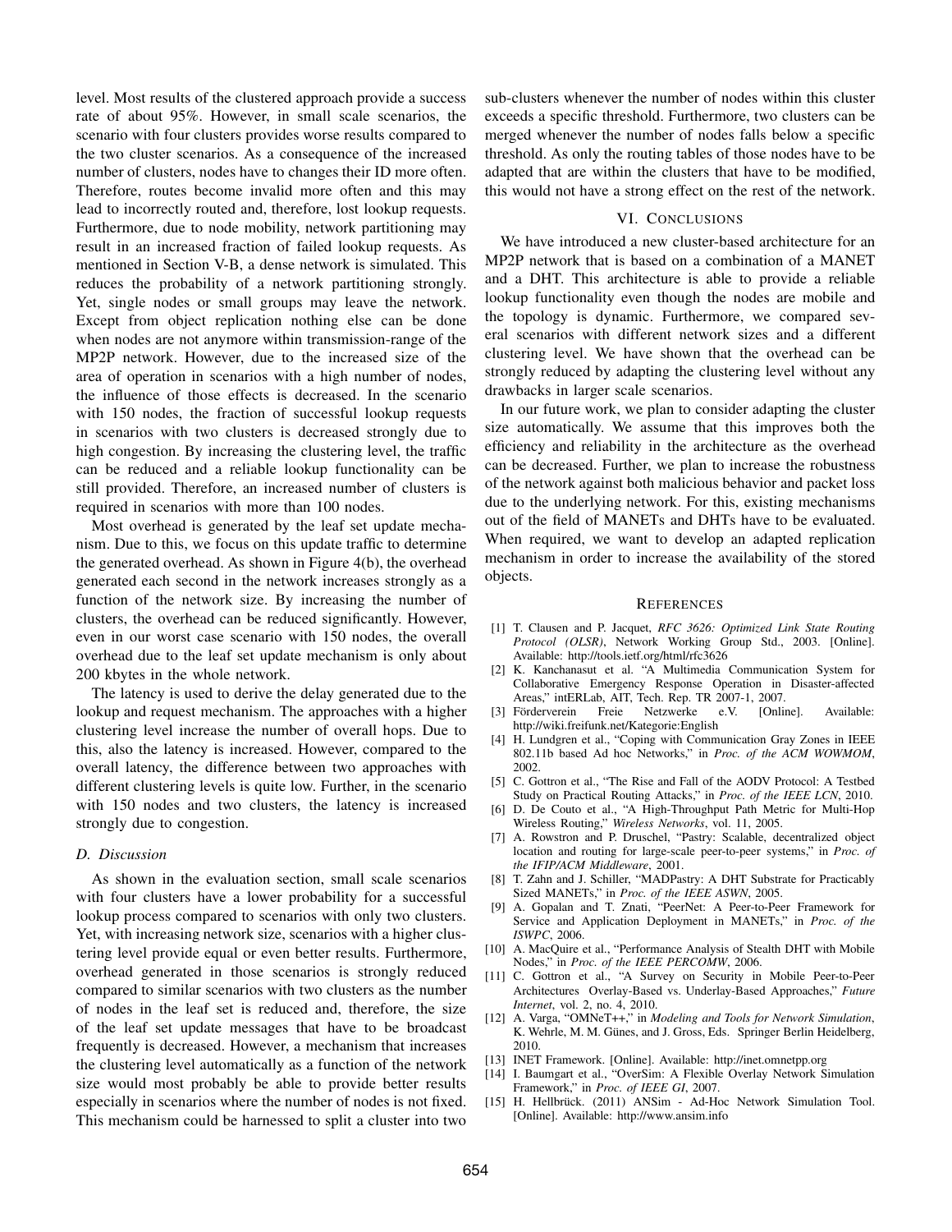level. Most results of the clustered approach provide a success rate of about 95%. However, in small scale scenarios, the scenario with four clusters provides worse results compared to the two cluster scenarios. As a consequence of the increased number of clusters, nodes have to changes their ID more often. Therefore, routes become invalid more often and this may lead to incorrectly routed and, therefore, lost lookup requests. Furthermore, due to node mobility, network partitioning may result in an increased fraction of failed lookup requests. As mentioned in Section V-B, a dense network is simulated. This reduces the probability of a network partitioning strongly. Yet, single nodes or small groups may leave the network. Except from object replication nothing else can be done when nodes are not anymore within transmission-range of the MP2P network. However, due to the increased size of the area of operation in scenarios with a high number of nodes, the influence of those effects is decreased. In the scenario with 150 nodes, the fraction of successful lookup requests in scenarios with two clusters is decreased strongly due to high congestion. By increasing the clustering level, the traffic can be reduced and a reliable lookup functionality can be still provided. Therefore, an increased number of clusters is required in scenarios with more than 100 nodes.

Most overhead is generated by the leaf set update mechanism. Due to this, we focus on this update traffic to determine the generated overhead. As shown in Figure 4(b), the overhead generated each second in the network increases strongly as a function of the network size. By increasing the number of clusters, the overhead can be reduced significantly. However, even in our worst case scenario with 150 nodes, the overall overhead due to the leaf set update mechanism is only about 200 kbytes in the whole network.

The latency is used to derive the delay generated due to the lookup and request mechanism. The approaches with a higher clustering level increase the number of overall hops. Due to this, also the latency is increased. However, compared to the overall latency, the difference between two approaches with different clustering levels is quite low. Further, in the scenario with 150 nodes and two clusters, the latency is increased strongly due to congestion.

### D. Discussion

As shown in the evaluation section, small scale scenarios with four clusters have a lower probability for a successful lookup process compared to scenarios with only two clusters. Yet, with increasing network size, scenarios with a higher clustering level provide equal or even better results. Furthermore, overhead generated in those scenarios is strongly reduced compared to similar scenarios with two clusters as the number of nodes in the leaf set is reduced and, therefore, the size of the leaf set update messages that have to be broadcast frequently is decreased. However, a mechanism that increases the clustering level automatically as a function of the network size would most probably be able to provide better results especially in scenarios where the number of nodes is not fixed. This mechanism could be harnessed to split a cluster into two sub-clusters whenever the number of nodes within this cluster exceeds a specific threshold. Furthermore, two clusters can be merged whenever the number of nodes falls below a specific threshold. As only the routing tables of those nodes have to be adapted that are within the clusters that have to be modified, this would not have a strong effect on the rest of the network.

## VI. Conclusions

We have introduced a new cluster-based architecture for an MP2P network that is based on a combination of a MANET and a DHT. This architecture is able to provide a reliable lookup functionality even though the nodes are mobile and the topology is dynamic. Furthermore, we compared several scenarios with different network sizes and a different clustering level. We have shown that the overhead can be strongly reduced by adapting the clustering level without any drawbacks in larger scale scenarios.

In our future work, we plan to consider adapting the cluster size automatically. We assume that this improves both the efficiency and reliability in the architecture as the overhead can be decreased. Further, we plan to increase the robustness of the network against both malicious behavior and packet loss due to the underlying network. For this, existing mechanisms out of the field of MANETs and DHTs have to be evaluated. When required, we want to develop an adapted replication mechanism in order to increase the availability of the stored objects.

## References

[1] T. Clausen and P. Jacquet, *RFC 3626: Optimized Link State Routing Protocol (OLSR)*, Network Working Group Std., 2003. [Online]. Available: http://tools.ietf.org/html/rfc3626

[2] K. Kanchanasut et al. "A Multimedia Communication System for Collaborative Emergency Response Operation in Disaster-affected Areas," intERLab, AIT, Tech. Rep. TR 2007-1, 2007.

[3] Förderverein Freie Netzwerke e.V. [Online]. Available: http://wiki.freifunk.net/Kategorie:English

[4] H. Lundgren et al., "Coping with Communication Gray Zones in IEEE 802.11b based Ad hoc Networks," in *Proc. of the ACM WOWMOM*, 2002.

[5] C. Gottron et al., "The Rise and Fall of the AODV Protocol: A Testbed Study on Practical Routing Attacks," in *Proc. of the IEEE LCN*, 2010.

[6] D. De Couto et al., "A High-Throughput Path Metric for Multi-Hop Wireless Routing," *Wireless Networks*, vol. 11, 2005.

[7] A. Rowstron and P. Druschel, "Pastry: Scalable, decentralized object location and routing for large-scale peer-to-peer systems," in *Proc. of the IFIP/ACM Middleware*, 2001.

[8] T. Zahn and J. Schiller, "MADPastry: A DHT Substrate for Practicably Sized MANETs," in *Proc. of the IEEE ASWN*, 2005.

[9] A. Gopalan and T. Znati, "PeerNet: A Peer-to-Peer Framework for Service and Application Deployment in MANETs," in *Proc. of the ISWPC*, 2006.

[10] A. MacQuire et al., "Performance Analysis of Stealth DHT with Mobile Nodes," in *Proc. of the IEEE PERCOMW*, 2006.

[11] C. Gottron et al., "A Survey on Security in Mobile Peer-to-Peer Architectures Overlay-Based vs. Underlay-Based Approaches," *Future Internet*, vol. 2, no. 4, 2010.

[12] A. Varga, "OMNeT++," in *Modeling and Tools for Network Simulation*, K. Wehrle, M. M. Günes, and J. Gross, Eds. Springer Berlin Heidelberg, 2010.

[13] INET Framework. [Online]. Available: http://inet.omnetpp.org

[14] I. Baumgart et al., "OverSim: A Flexible Overlay Network Simulation Framework," in *Proc. of IEEE GI*, 2007.

[15] H. Hellbrück. (2011) ANSim - Ad-Hoc Network Simulation Tool. [Online]. Available: http://www.ansim.info